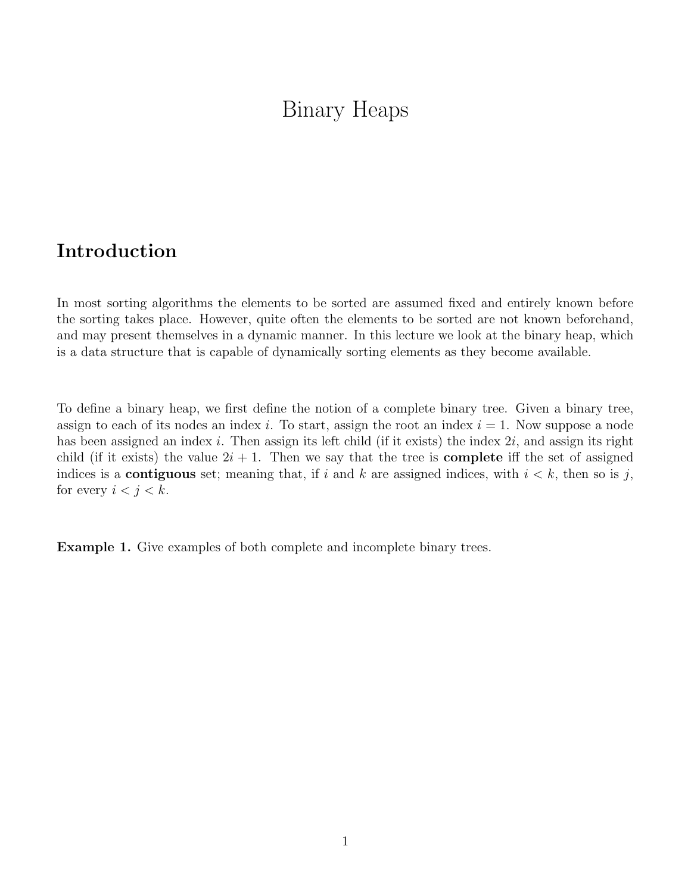# Binary Heaps

## Introduction

In most sorting algorithms the elements to be sorted are assumed fixed and entirely known before the sorting takes place. However, quite often the elements to be sorted are not known beforehand, and may present themselves in a dynamic manner. In this lecture we look at the binary heap, which is a data structure that is capable of dynamically sorting elements as they become available.

To define a binary heap, we first define the notion of a complete binary tree. Given a binary tree, assign to each of its nodes an index $i$. To start, assign the root an index $i = 1$. Now suppose a node has been assigned an index $i$. Then assign its left child (if it exists) the index $2i$, and assign its right child (if it exists) the value $2i + 1$. Then we say that the tree is **complete** iff the set of assigned indices is a **contiguous** set; meaning that, if $i$ and $k$ are assigned indices, with $i < k$, then so is $j$, for every $i < j < k$.

**Example 1.** Give examples of both complete and incomplete binary trees.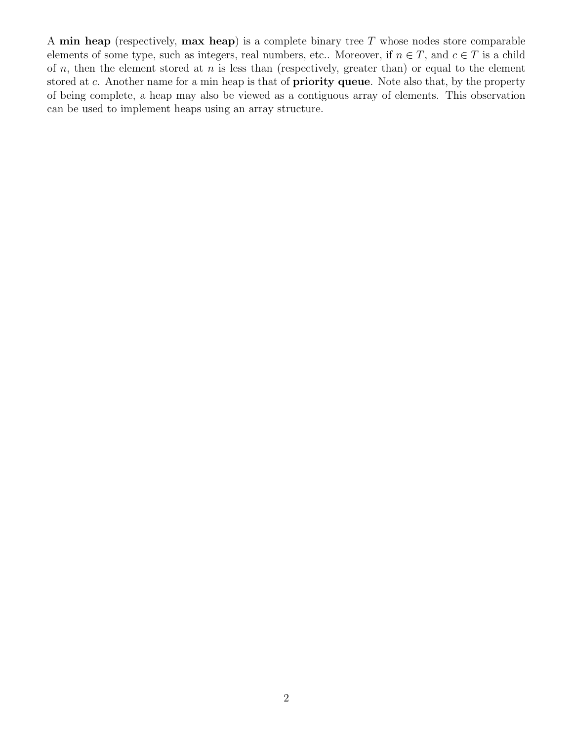A **min heap** (respectively, **max heap**) is a complete binary tree $T$ whose nodes store comparable elements of some type, such as integers, real numbers, etc.. Moreover, if $n \in T$, and $c \in T$ is a child of $n$, then the element stored at $n$ is less than (respectively, greater than) or equal to the element stored at $c$. Another name for a min heap is that of **priority queue**. Note also that, by the property of being complete, a heap may also be viewed as a contiguous array of elements. This observation can be used to implement heaps using an array structure.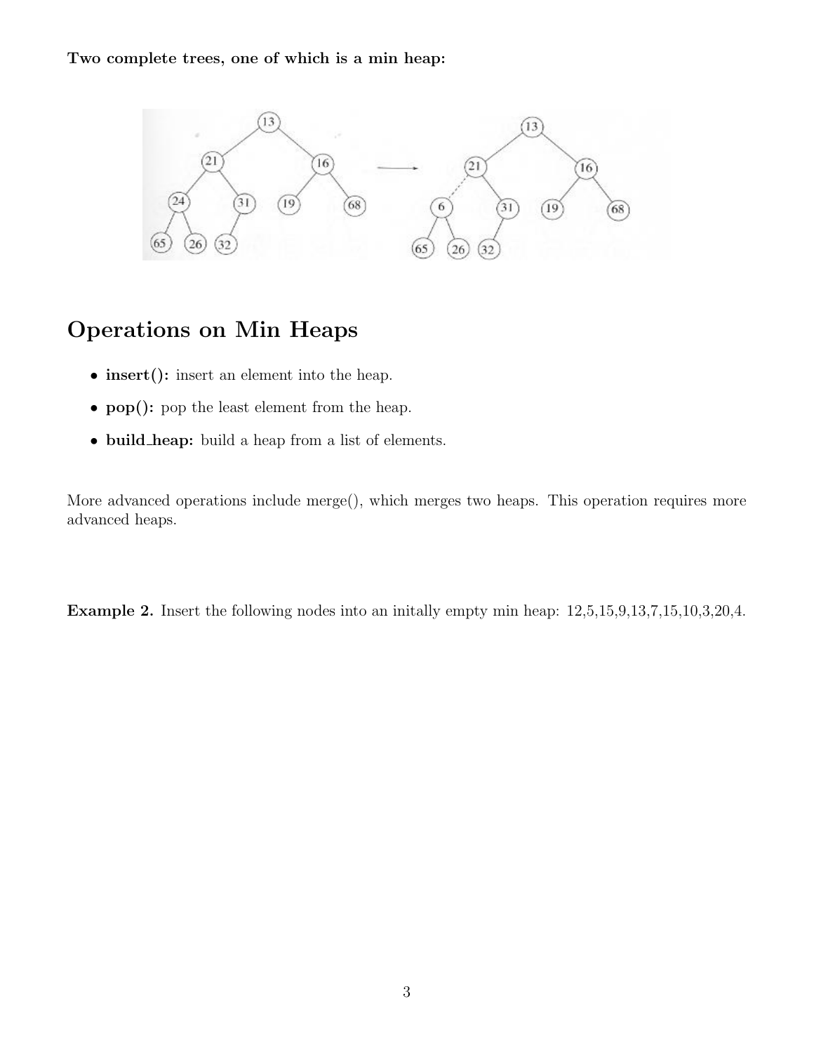**Two complete trees, one of which is a min heap:**

# Operations on Min Heaps

- **insert():** insert an element into the heap.
- **pop():** pop the least element from the heap.
- **build_heap:** build a heap from a list of elements.

More advanced operations include merge(), which merges two heaps. This operation requires more advanced heaps.

**Example 2.** Insert the following nodes into an initally empty min heap: 12,5,15,9,13,7,15,10,3,20,4.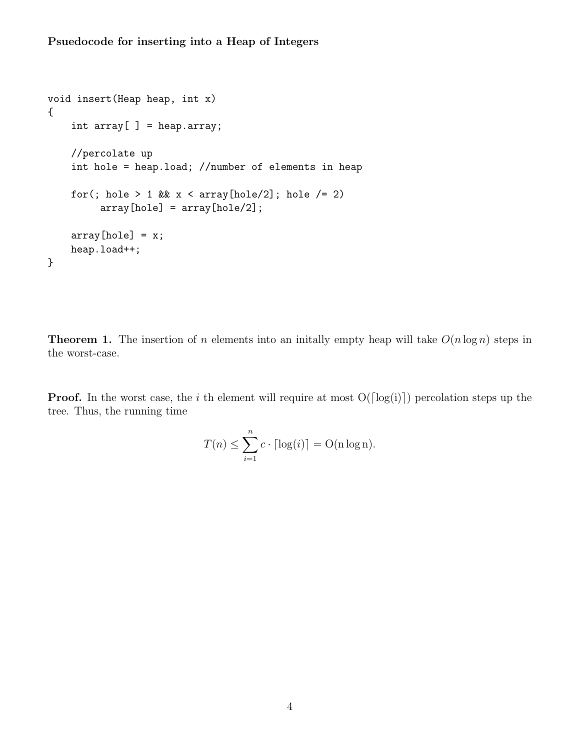**Psuedocode for inserting into a Heap of Integers**

```
void insert(Heap heap, int x)
{
    int array[ ] = heap.array;

    //percolate up
    int hole = heap.load; //number of elements in heap

    for(; hole > 1 && x < array[hole/2]; hole /= 2)
         array[hole] = array[hole/2];

    array[hole] = x;
    heap.load++;
}
```

**Theorem 1.** The insertion of $n$ elements into an initally empty heap will take $O(n \log n)$ steps in the worst-case.

**Proof.** In the worst case, the $i$ th element will require at most $\mathrm{O}(\lceil \log(\mathrm{i}) \rceil)$ percolation steps up the tree. Thus, the running time

$$T(n) \leq \sum_{i=1}^{n} c \cdot \lceil \log(i) \rceil = \mathrm{O}(\mathrm{n} \log \mathrm{n}).$$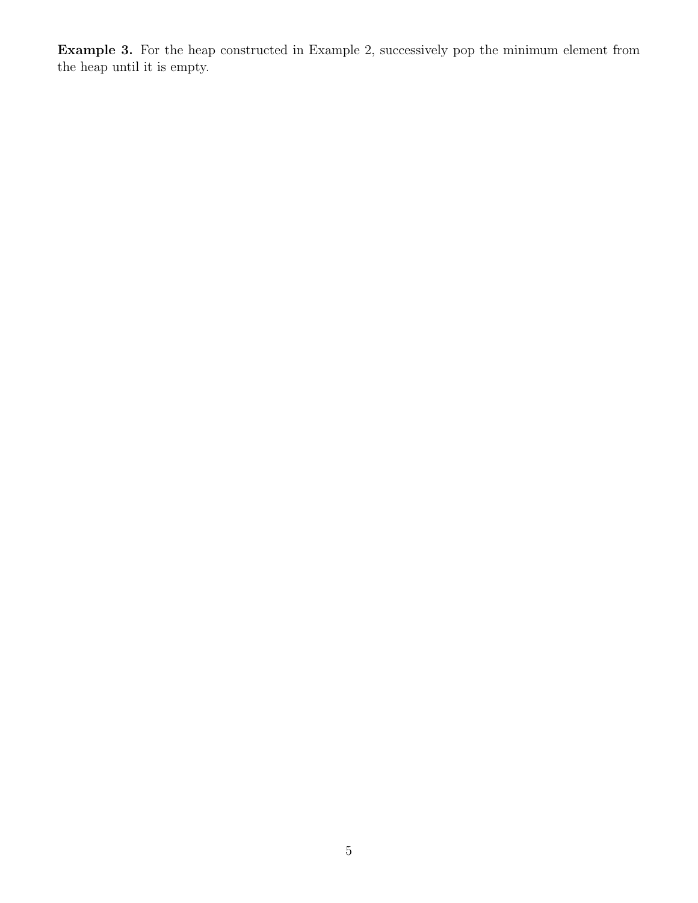**Example 3.** For the heap constructed in Example 2, successively pop the minimum element from the heap until it is empty.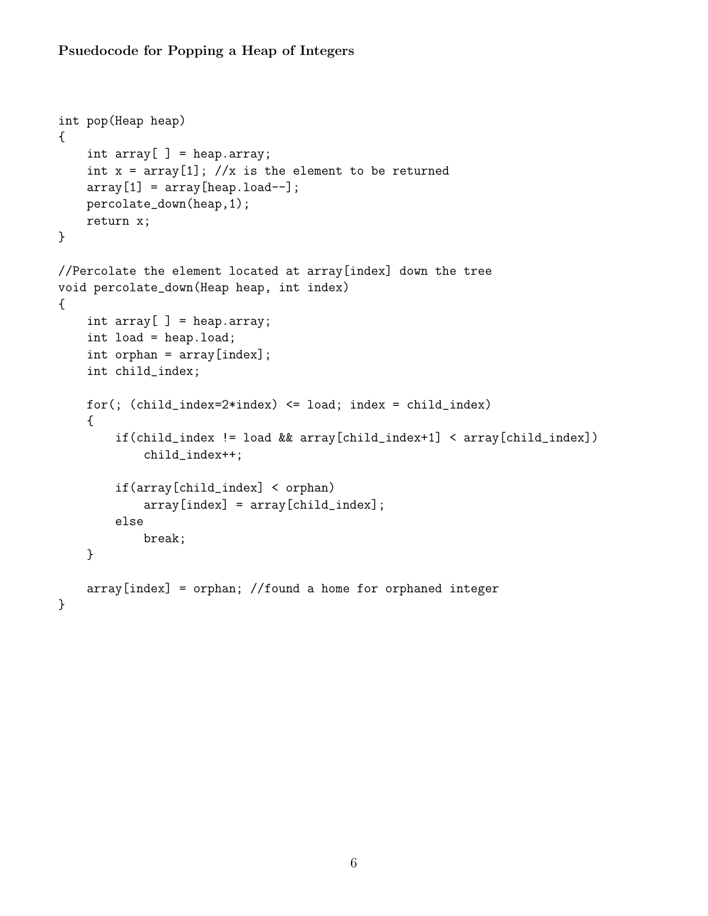**Psuedocode for Popping a Heap of Integers**

```
int pop(Heap heap)
{
    int array[ ] = heap.array;
    int x = array[1]; //x is the element to be returned
    array[1] = array[heap.load--];
    percolate_down(heap,1);
    return x;
}

//Percolate the element located at array[index] down the tree
void percolate_down(Heap heap, int index)
{
    int array[ ] = heap.array;
    int load = heap.load;
    int orphan = array[index];
    int child_index;

    for(; (child_index=2*index) <= load; index = child_index)
    {
        if(child_index != load && array[child_index+1] < array[child_index])
            child_index++;

        if(array[child_index] < orphan)
            array[index] = array[child_index];
        else
            break;
    }

    array[index] = orphan; //found a home for orphaned integer
}
```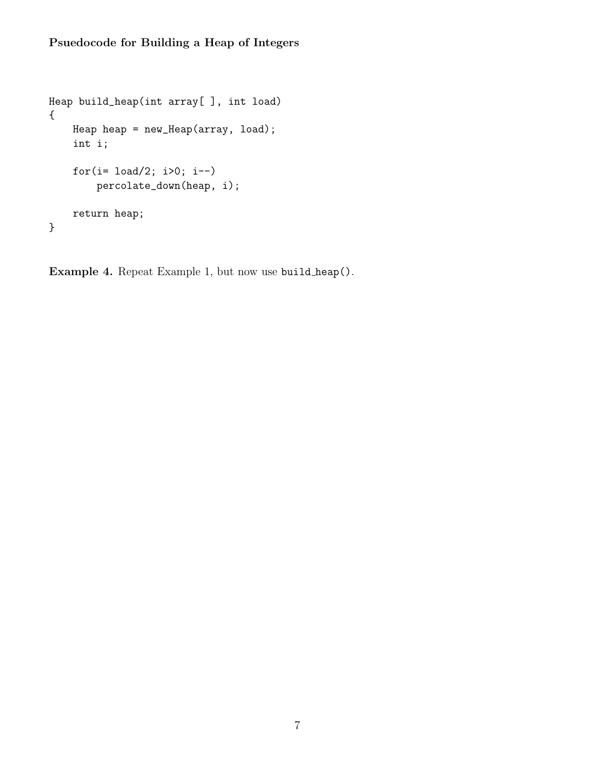**Psuedocode for Building a Heap of Integers**

```
Heap build_heap(int array[ ], int load)
{
    Heap heap = new_Heap(array, load);
    int i;

    for(i= load/2; i>0; i--)
        percolate_down(heap, i);

    return heap;
}
```

**Example 4.** Repeat Example 1, but now use `build_heap()`.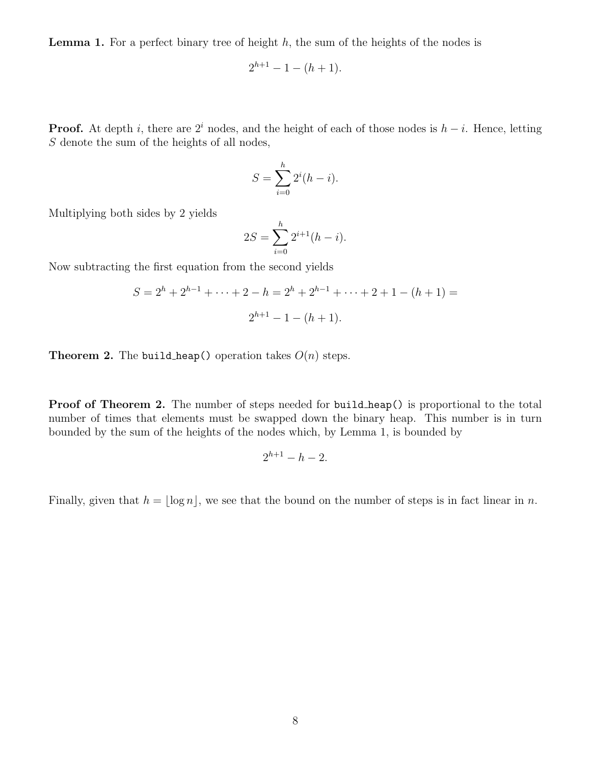**Lemma 1.** For a perfect binary tree of height $h$, the sum of the heights of the nodes is

$$2^{h+1} - 1 - (h + 1).$$

**Proof.** At depth $i$, there are $2^i$ nodes, and the height of each of those nodes is $h - i$. Hence, letting $S$ denote the sum of the heights of all nodes,

$$S = \sum_{i=0}^{h} 2^i (h - i).$$

Multiplying both sides by 2 yields

$$2S = \sum_{i=0}^{h} 2^{i+1} (h - i).$$

Now subtracting the first equation from the second yields

$$S = 2^h + 2^{h-1} + \cdots + 2 - h = 2^h + 2^{h-1} + \cdots + 2 + 1 - (h + 1) =$$

$$2^{h+1} - 1 - (h + 1).$$

**Theorem 2.** The `build_heap()` operation takes $O(n)$ steps.

**Proof of Theorem 2.** The number of steps needed for `build_heap()` is proportional to the total number of times that elements must be swapped down the binary heap. This number is in turn bounded by the sum of the heights of the nodes which, by Lemma 1, is bounded by

$$2^{h+1} - h - 2.$$

Finally, given that $h = \lfloor \log n \rfloor$, we see that the bound on the number of steps is in fact linear in $n$.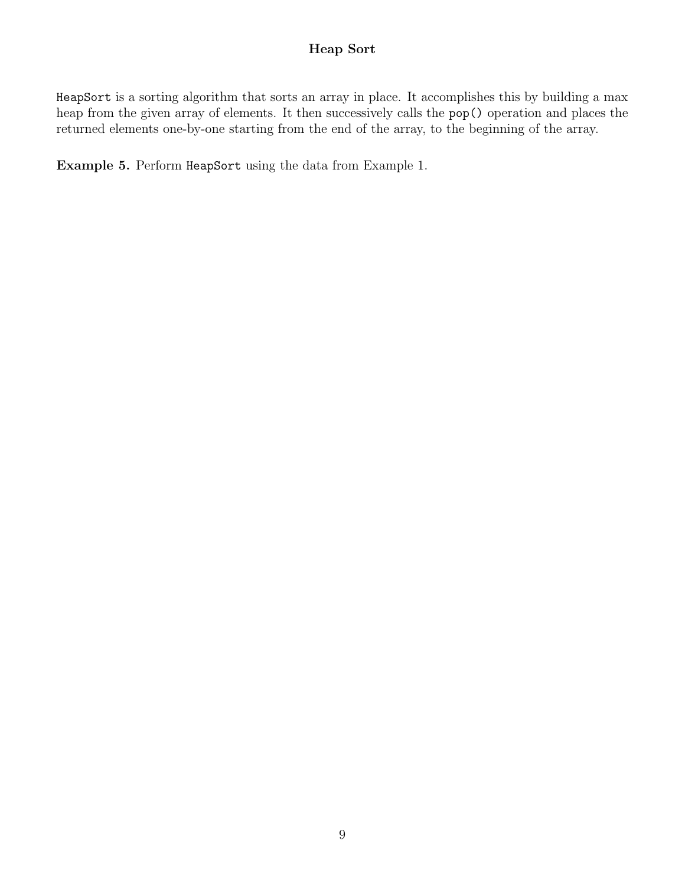# Heap Sort

`HeapSort` is a sorting algorithm that sorts an array in place. It accomplishes this by building a max heap from the given array of elements. It then successively calls the `pop()` operation and places the returned elements one-by-one starting from the end of the array, to the beginning of the array.

**Example 5.** Perform `HeapSort` using the data from Example 1.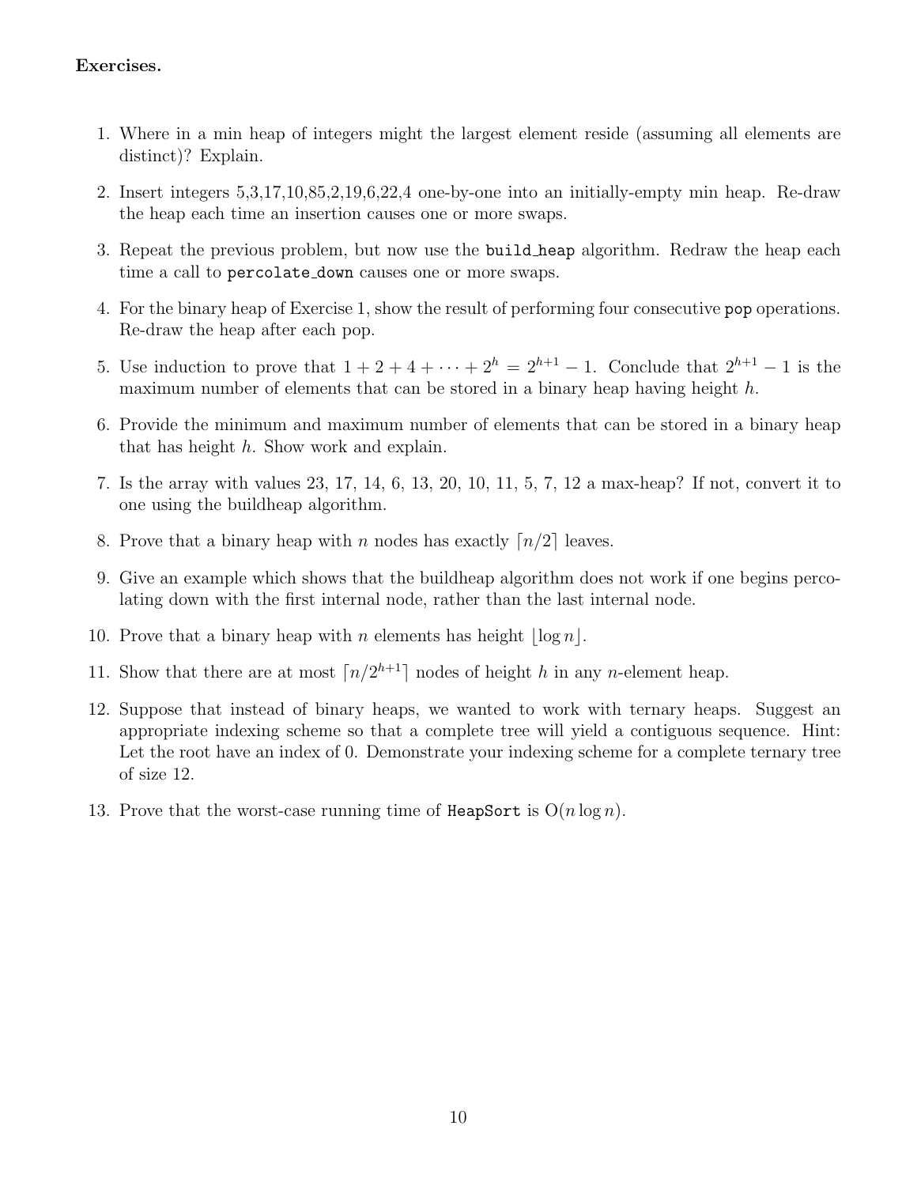**Exercises.**

1. Where in a min heap of integers might the largest element reside (assuming all elements are distinct)? Explain.

2. Insert integers 5,3,17,10,85,2,19,6,22,4 one-by-one into an initially-empty min heap. Re-draw the heap each time an insertion causes one or more swaps.

3. Repeat the previous problem, but now use the `build_heap` algorithm. Redraw the heap each time a call to `percolate_down` causes one or more swaps.

4. For the binary heap of Exercise 1, show the result of performing four consecutive `pop` operations. Re-draw the heap after each pop.

5. Use induction to prove that $1 + 2 + 4 + \cdots + 2^h = 2^{h+1} - 1$. Conclude that $2^{h+1} - 1$ is the maximum number of elements that can be stored in a binary heap having height $h$.

6. Provide the minimum and maximum number of elements that can be stored in a binary heap that has height $h$. Show work and explain.

7. Is the array with values 23, 17, 14, 6, 13, 20, 10, 11, 5, 7, 12 a max-heap? If not, convert it to one using the buildheap algorithm.

8. Prove that a binary heap with $n$ nodes has exactly $\lceil n/2 \rceil$ leaves.

9. Give an example which shows that the buildheap algorithm does not work if one begins percolating down with the first internal node, rather than the last internal node.

10. Prove that a binary heap with $n$ elements has height $\lfloor \log n \rfloor$.

11. Show that there are at most $\lceil n/2^{h+1} \rceil$ nodes of height $h$ in any $n$-element heap.

12. Suppose that instead of binary heaps, we wanted to work with ternary heaps. Suggest an appropriate indexing scheme so that a complete tree will yield a contiguous sequence. Hint: Let the root have an index of 0. Demonstrate your indexing scheme for a complete ternary tree of size 12.

13. Prove that the worst-case running time of `HeapSort` is $O(n \log n)$.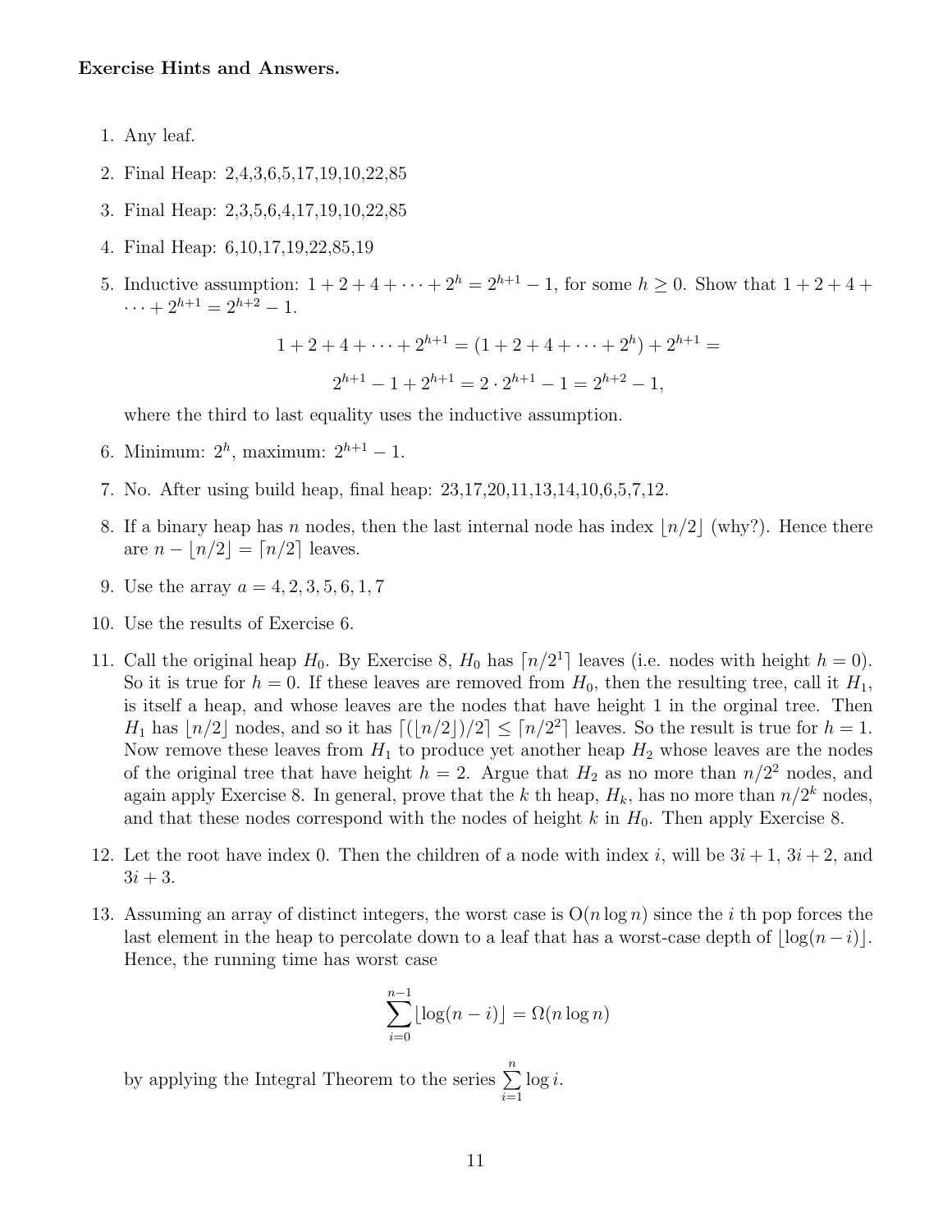**Exercise Hints and Answers.**

1. Any leaf.
2. Final Heap: 2,4,3,6,5,17,19,10,22,85
3. Final Heap: 2,3,5,6,4,17,19,10,22,85
4. Final Heap: 6,10,17,19,22,85,19
5. Inductive assumption: $1 + 2 + 4 + \cdots + 2^h = 2^{h+1} - 1$, for some $h \geq 0$. Show that $1 + 2 + 4 + \cdots + 2^{h+1} = 2^{h+2} - 1$.

   $$1 + 2 + 4 + \cdots + 2^{h+1} = (1 + 2 + 4 + \cdots + 2^h) + 2^{h+1} =$$

   $$2^{h+1} - 1 + 2^{h+1} = 2 \cdot 2^{h+1} - 1 = 2^{h+2} - 1,$$

   where the third to last equality uses the inductive assumption.
6. Minimum: $2^h$, maximum: $2^{h+1} - 1$.
7. No. After using build heap, final heap: 23,17,20,11,13,14,10,6,5,7,12.
8. If a binary heap has $n$ nodes, then the last internal node has index $\lfloor n/2 \rfloor$ (why?). Hence there are $n - \lfloor n/2 \rfloor = \lceil n/2 \rceil$ leaves.
9. Use the array $a = 4, 2, 3, 5, 6, 1, 7$
10. Use the results of Exercise 6.
11. Call the original heap $H_0$. By Exercise 8, $H_0$ has $\lceil n/2^1 \rceil$ leaves (i.e. nodes with height $h = 0$). So it is true for $h = 0$. If these leaves are removed from $H_0$, then the resulting tree, call it $H_1$, is itself a heap, and whose leaves are the nodes that have height 1 in the orginal tree. Then $H_1$ has $\lfloor n/2 \rfloor$ nodes, and so it has $\lceil (\lfloor n/2 \rfloor)/2 \rceil \leq \lceil n/2^2 \rceil$ leaves. So the result is true for $h = 1$. Now remove these leaves from $H_1$ to produce yet another heap $H_2$ whose leaves are the nodes of the original tree that have height $h = 2$. Argue that $H_2$ as no more than $n/2^2$ nodes, and again apply Exercise 8. In general, prove that the $k$ th heap, $H_k$, has no more than $n/2^k$ nodes, and that these nodes correspond with the nodes of height $k$ in $H_0$. Then apply Exercise 8.
12. Let the root have index 0. Then the children of a node with index $i$, will be $3i + 1$, $3i + 2$, and $3i + 3$.
13. Assuming an array of distinct integers, the worst case is $O(n \log n)$ since the $i$ th pop forces the last element in the heap to percolate down to a leaf that has a worst-case depth of $\lfloor \log(n - i) \rfloor$. Hence, the running time has worst case

    $$\sum_{i=0}^{n-1} \lfloor \log(n - i) \rfloor = \Omega(n \log n)$$

    by applying the Integral Theorem to the series $\sum_{i=1}^{n} \log i$.